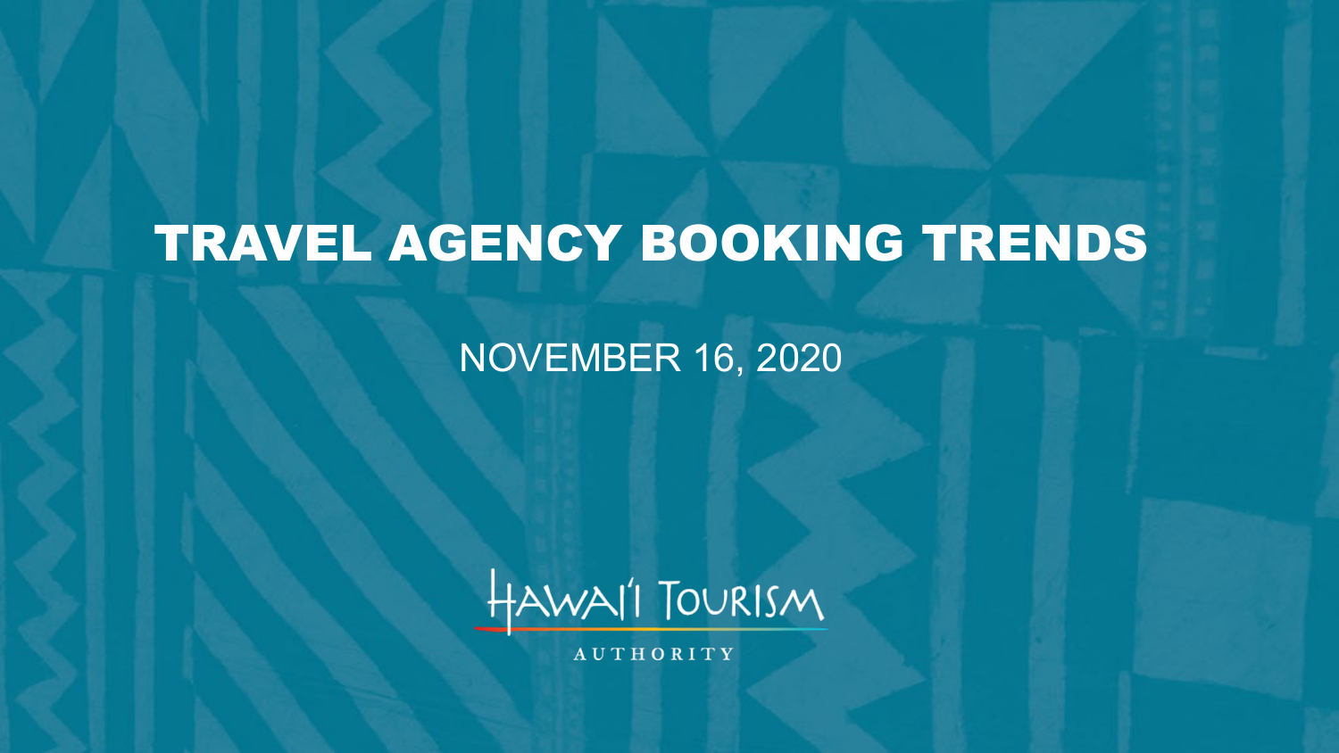# TRAVEL AGENCY BOOKING TRENDS

NOVEMBER 16, 2020

HAWAI'I TOURISM AUTHORITY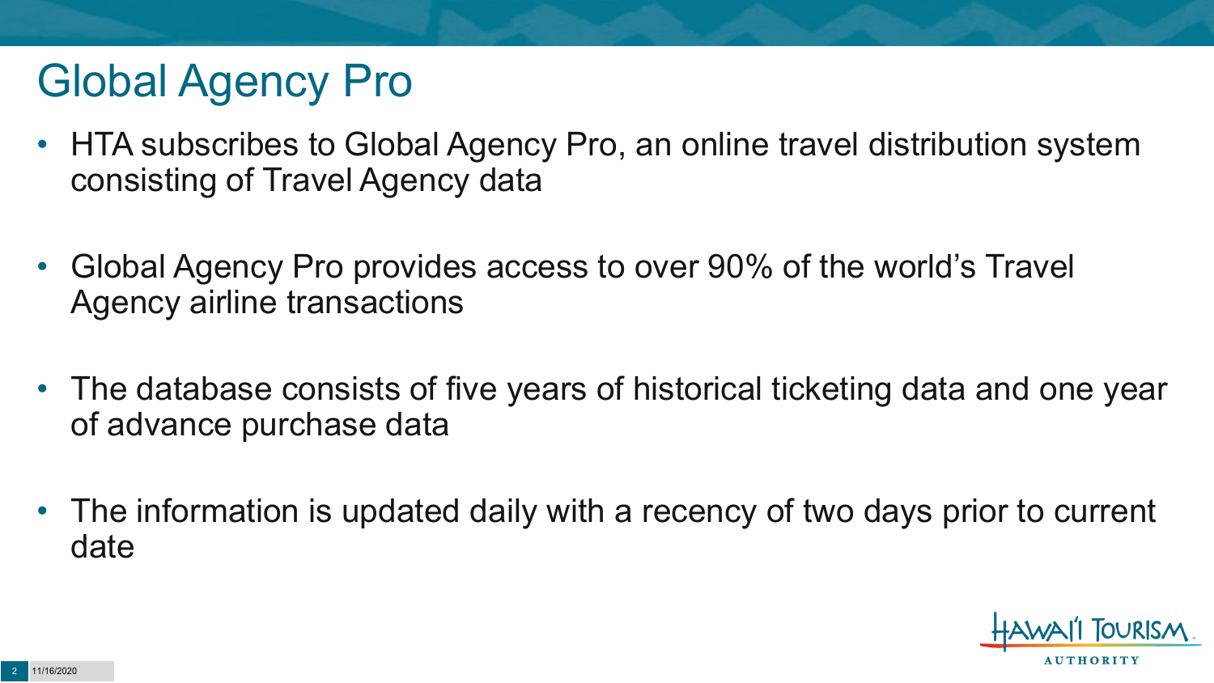# Global Agency Pro

- HTA subscribes to Global Agency Pro, an online travel distribution system consisting of Travel Agency data
- Global Agency Pro provides access to over 90% of the world's Travel Agency airline transactions
- The database consists of five years of historical ticketing data and one year of advance purchase data
- The information is updated daily with a recency of two days prior to current date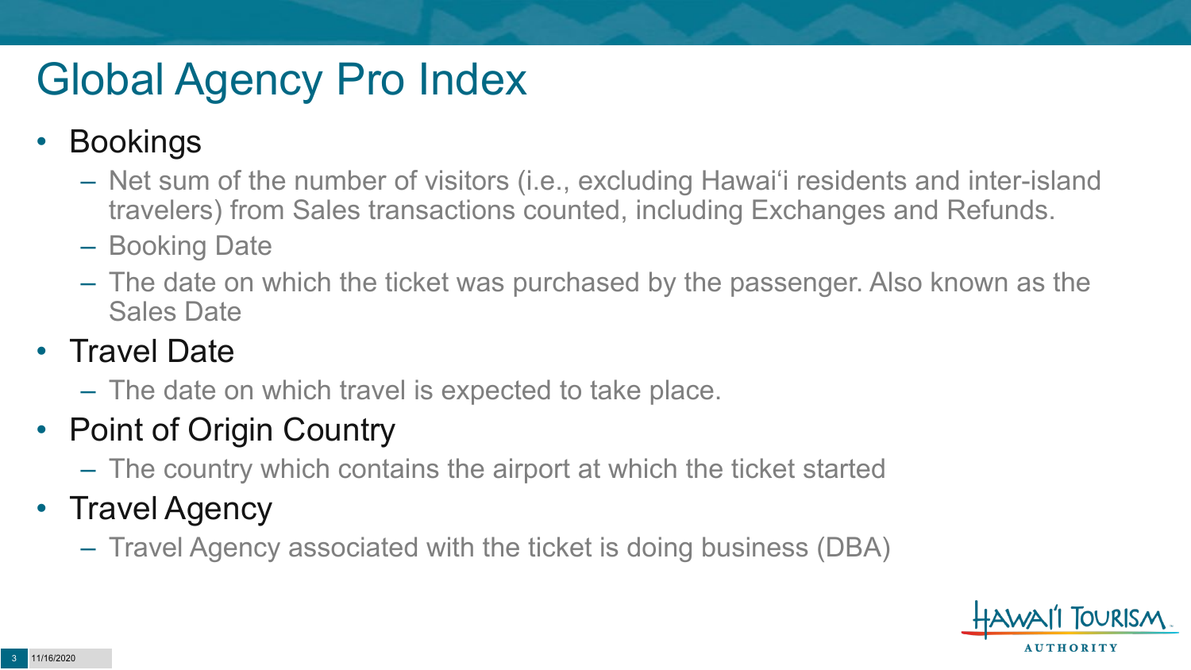# Global Agency Pro Index

- Bookings
  - Net sum of the number of visitors (i.e., excluding Hawai'i residents and inter-island travelers) from Sales transactions counted, including Exchanges and Refunds.
  - Booking Date
  - The date on which the ticket was purchased by the passenger. Also known as the Sales Date
- Travel Date
  - The date on which travel is expected to take place.
- Point of Origin Country
  - The country which contains the airport at which the ticket started
- Travel Agency
  - Travel Agency associated with the ticket is doing business (DBA)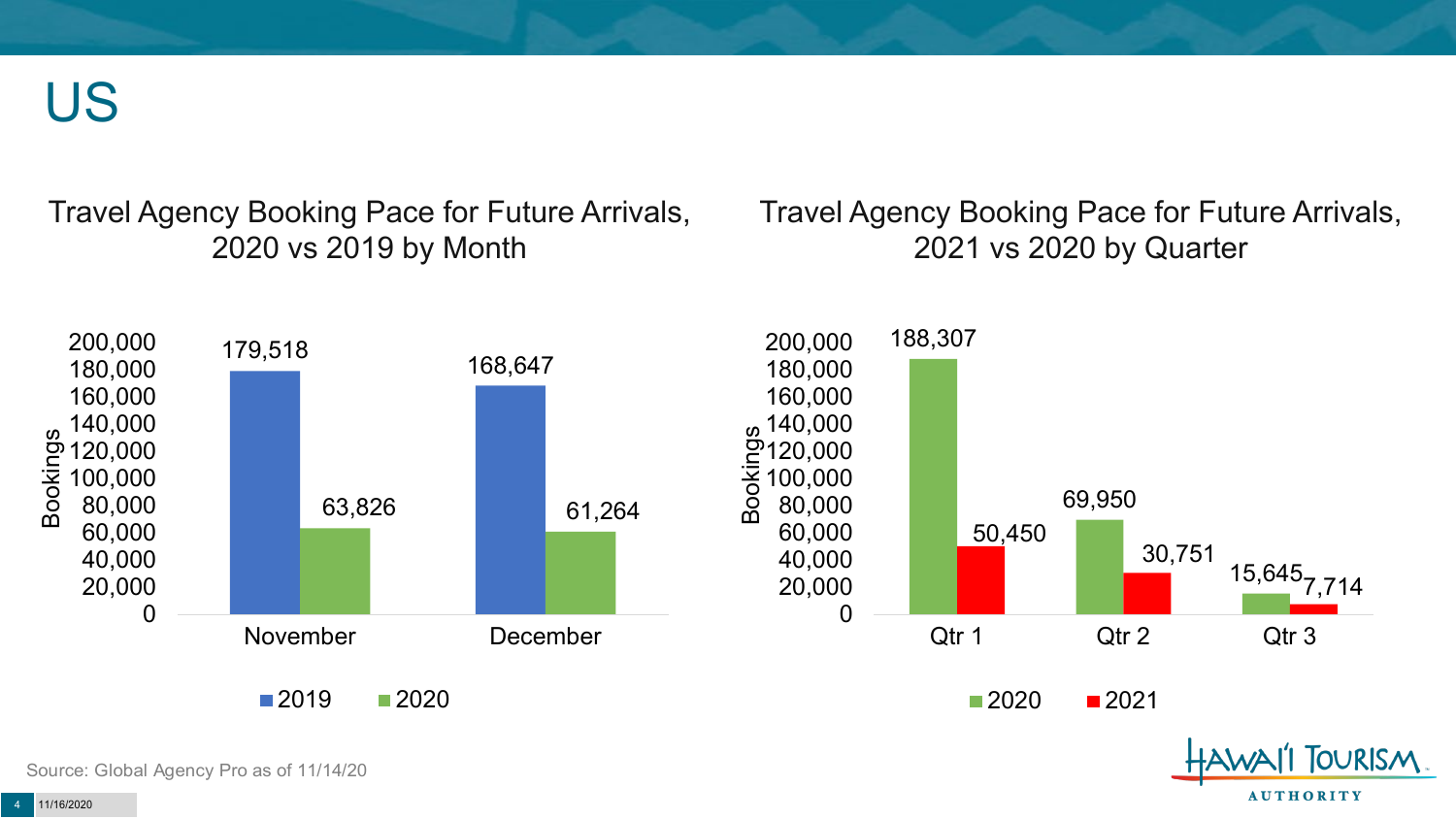# US

## Travel Agency Booking Pace for Future Arrivals, 2020 vs 2019 by Month

| Month | 2019 | 2020 |
|---|---|---|
| November | 179,518 | 63,826 |
| December | 168,647 | 61,264 |

## Travel Agency Booking Pace for Future Arrivals, 2021 vs 2020 by Quarter

| Quarter | 2020 | 2021 |
|---|---|---|
| Qtr 1 | 188,307 | 50,450 |
| Qtr 2 | 69,950 | 30,751 |
| Qtr 3 | 15,645 | 7,714 |

Source: Global Agency Pro as of 11/14/20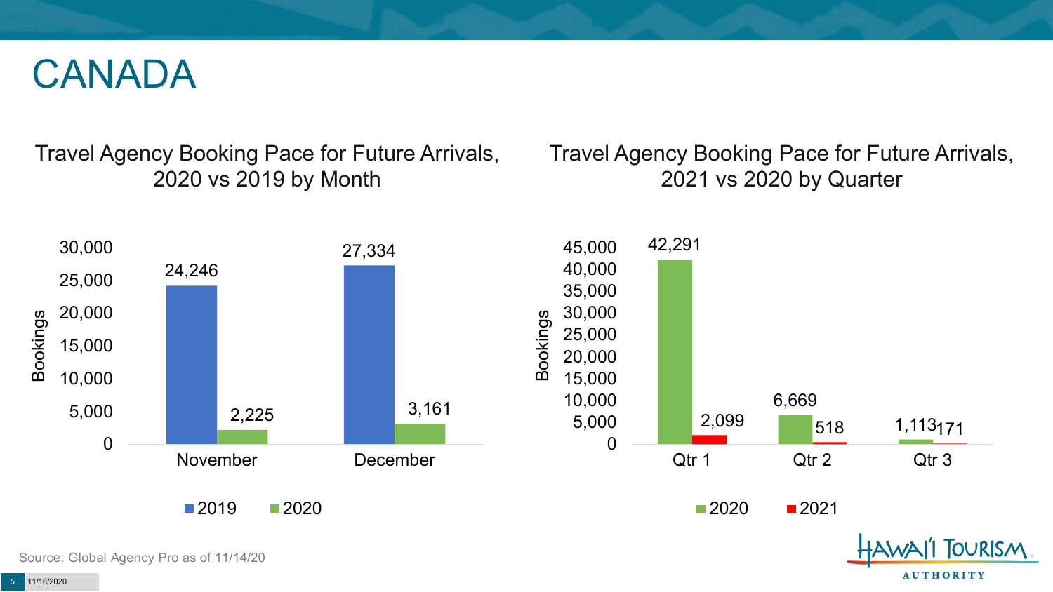# CANADA

## Travel Agency Booking Pace for Future Arrivals, 2020 vs 2019 by Month

| Month | 2019 | 2020 |
|---|---|---|
| November | 24,246 | 2,225 |
| December | 27,334 | 3,161 |

## Travel Agency Booking Pace for Future Arrivals, 2021 vs 2020 by Quarter

| Quarter | 2020 | 2021 |
|---|---|---|
| Qtr 1 | 42,291 | 2,099 |
| Qtr 2 | 6,669 | 518 |
| Qtr 3 | 1,113 | 171 |

Source: Global Agency Pro as of 11/14/20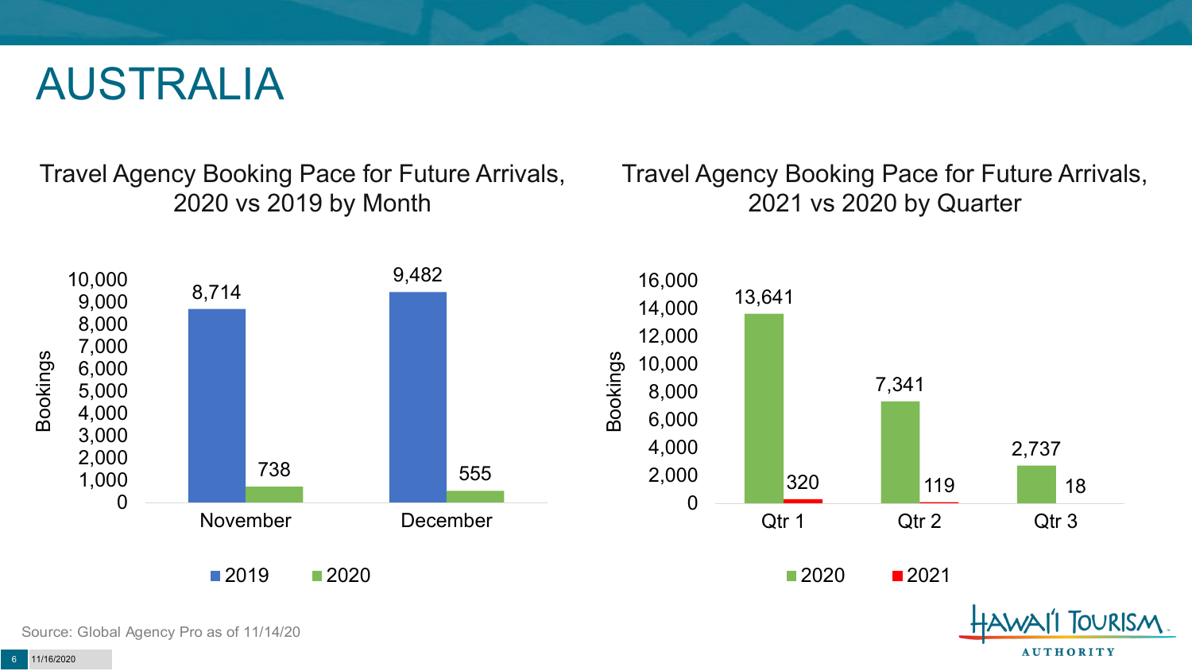# AUSTRALIA

## Travel Agency Booking Pace for Future Arrivals, 2020 vs 2019 by Month

| Month | 2019 | 2020 |
|---|---|---|
| November | 8,714 | 738 |
| December | 9,482 | 555 |

## Travel Agency Booking Pace for Future Arrivals, 2021 vs 2020 by Quarter

| Quarter | 2020 | 2021 |
|---|---|---|
| Qtr 1 | 13,641 | 320 |
| Qtr 2 | 7,341 | 119 |
| Qtr 3 | 2,737 | 18 |

Source: Global Agency Pro as of 11/14/20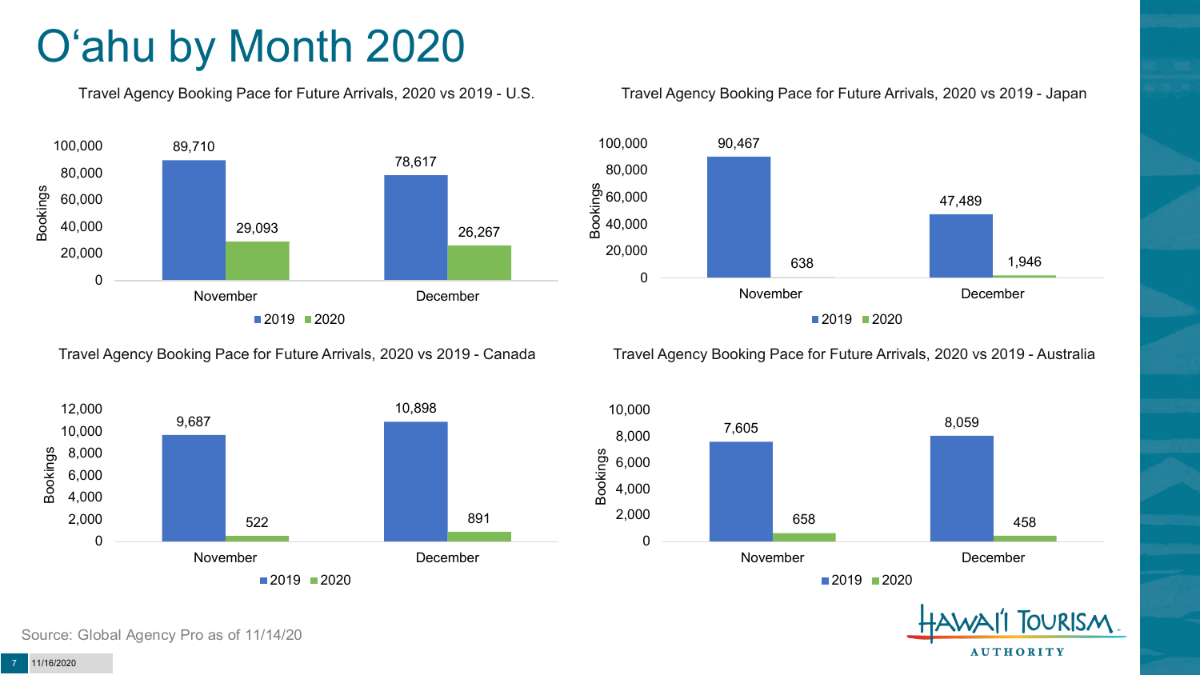# O'ahu by Month 2020

### Travel Agency Booking Pace for Future Arrivals, 2020 vs 2019 - U.S.

| Bookings | 2019 | 2020 |
| --- | --- | --- |
| November | 89,710 | 29,093 |
| December | 78,617 | 26,267 |

### Travel Agency Booking Pace for Future Arrivals, 2020 vs 2019 - Japan

| Bookings | 2019 | 2020 |
| --- | --- | --- |
| November | 90,467 | 638 |
| December | 47,489 | 1,946 |

### Travel Agency Booking Pace for Future Arrivals, 2020 vs 2019 - Canada

| Bookings | 2019 | 2020 |
| --- | --- | --- |
| November | 9,687 | 522 |
| December | 10,898 | 891 |

### Travel Agency Booking Pace for Future Arrivals, 2020 vs 2019 - Australia

| Bookings | 2019 | 2020 |
| --- | --- | --- |
| November | 7,605 | 658 |
| December | 8,059 | 458 |

Source: Global Agency Pro as of 11/14/20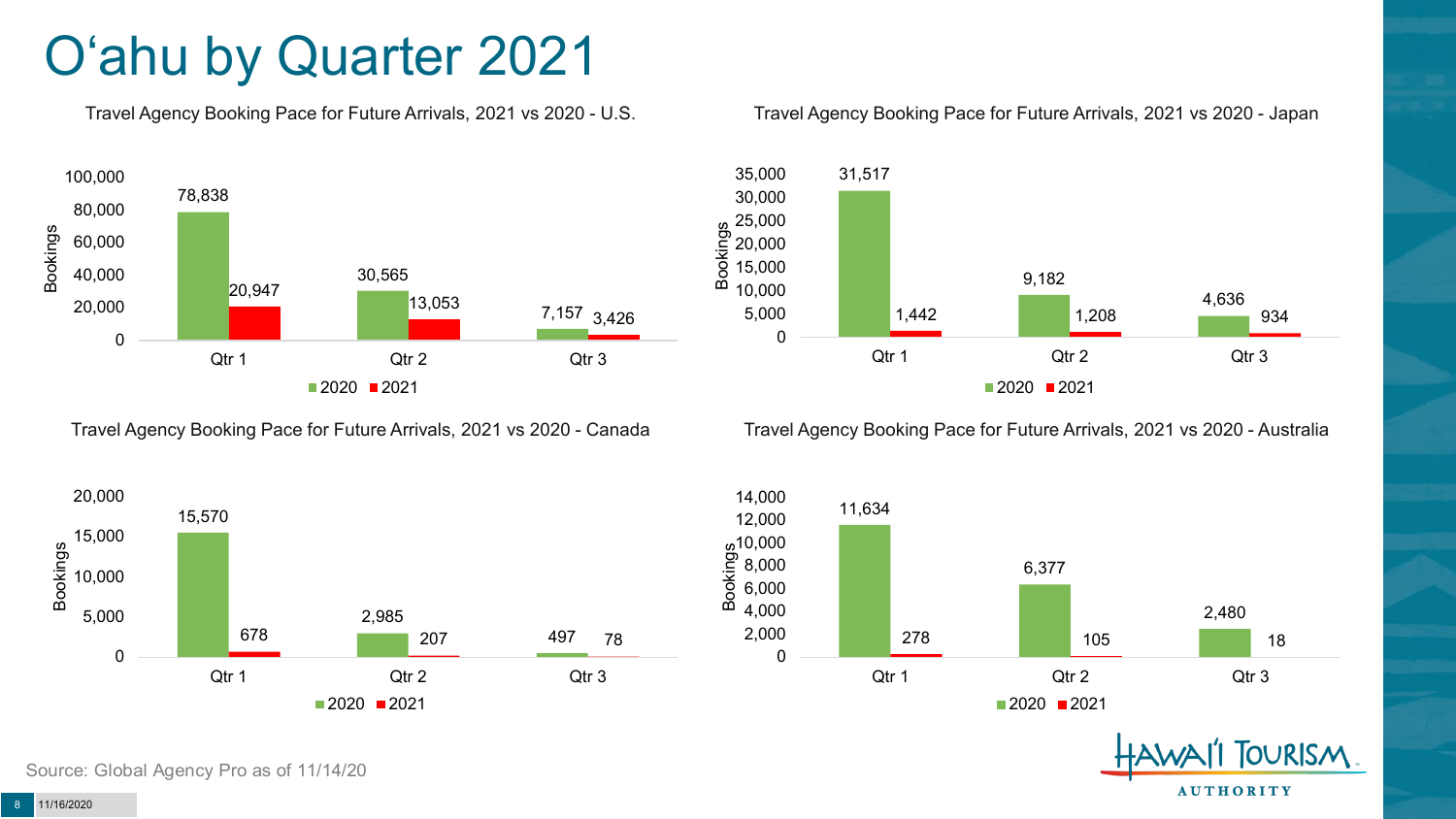# O'ahu by Quarter 2021

### Travel Agency Booking Pace for Future Arrivals, 2021 vs 2020 - U.S.

| | 2020 | 2021 |
|---|---|---|
| Qtr 1 | 78,838 | 20,947 |
| Qtr 2 | 30,565 | 13,053 |
| Qtr 3 | 7,157 | 3,426 |

### Travel Agency Booking Pace for Future Arrivals, 2021 vs 2020 - Japan

| | 2020 | 2021 |
|---|---|---|
| Qtr 1 | 31,517 | 1,442 |
| Qtr 2 | 9,182 | 1,208 |
| Qtr 3 | 4,636 | 934 |

### Travel Agency Booking Pace for Future Arrivals, 2021 vs 2020 - Canada

| | 2020 | 2021 |
|---|---|---|
| Qtr 1 | 15,570 | 678 |
| Qtr 2 | 2,985 | 207 |
| Qtr 3 | 497 | 78 |

### Travel Agency Booking Pace for Future Arrivals, 2021 vs 2020 - Australia

| | 2020 | 2021 |
|---|---|---|
| Qtr 1 | 11,634 | 278 |
| Qtr 2 | 6,377 | 105 |
| Qtr 3 | 2,480 | 18 |

Source: Global Agency Pro as of 11/14/20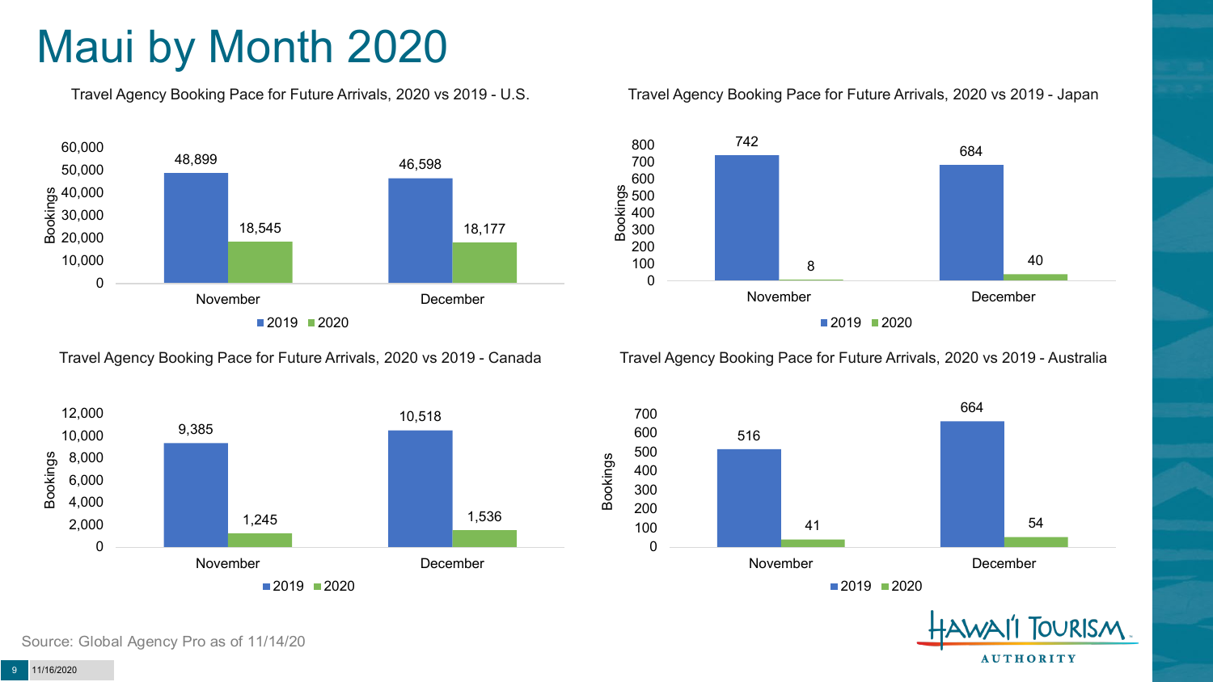# Maui by Month 2020

### Travel Agency Booking Pace for Future Arrivals, 2020 vs 2019 - U.S.

| Month | 2019 | 2020 |
|---|---|---|
| November | 48,899 | 18,545 |
| December | 46,598 | 18,177 |

### Travel Agency Booking Pace for Future Arrivals, 2020 vs 2019 - Japan

| Month | 2019 | 2020 |
|---|---|---|
| November | 742 | 8 |
| December | 684 | 40 |

### Travel Agency Booking Pace for Future Arrivals, 2020 vs 2019 - Canada

| Month | 2019 | 2020 |
|---|---|---|
| November | 9,385 | 1,245 |
| December | 10,518 | 1,536 |

### Travel Agency Booking Pace for Future Arrivals, 2020 vs 2019 - Australia

| Month | 2019 | 2020 |
|---|---|---|
| November | 516 | 41 |
| December | 664 | 54 |

Source: Global Agency Pro as of 11/14/20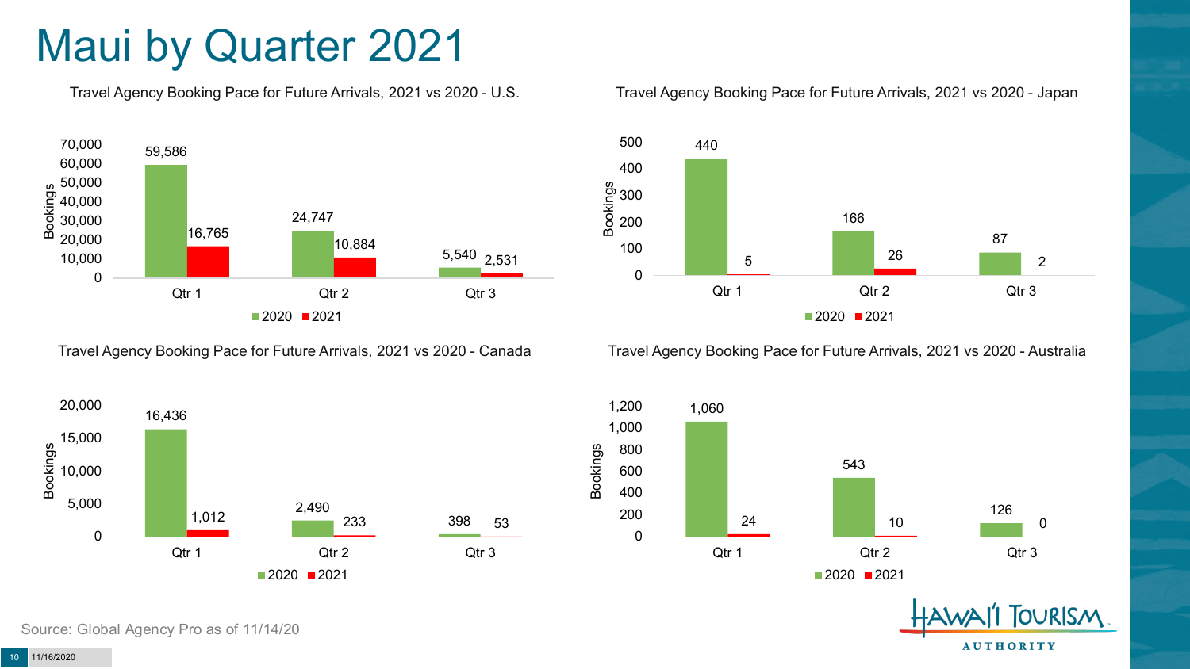# Maui by Quarter 2021

### Travel Agency Booking Pace for Future Arrivals, 2021 vs 2020 - U.S.

| | 2020 | 2021 |
|---|---|---|
| Qtr 1 | 59,586 | 16,765 |
| Qtr 2 | 24,747 | 10,884 |
| Qtr 3 | 5,540 | 2,531 |

### Travel Agency Booking Pace for Future Arrivals, 2021 vs 2020 - Japan

| | 2020 | 2021 |
|---|---|---|
| Qtr 1 | 440 | 5 |
| Qtr 2 | 166 | 26 |
| Qtr 3 | 87 | 2 |

### Travel Agency Booking Pace for Future Arrivals, 2021 vs 2020 - Canada

| | 2020 | 2021 |
|---|---|---|
| Qtr 1 | 16,436 | 1,012 |
| Qtr 2 | 2,490 | 233 |
| Qtr 3 | 398 | 53 |

### Travel Agency Booking Pace for Future Arrivals, 2021 vs 2020 - Australia

| | 2020 | 2021 |
|---|---|---|
| Qtr 1 | 1,060 | 24 |
| Qtr 2 | 543 | 10 |
| Qtr 3 | 126 | 0 |

Source: Global Agency Pro as of 11/14/20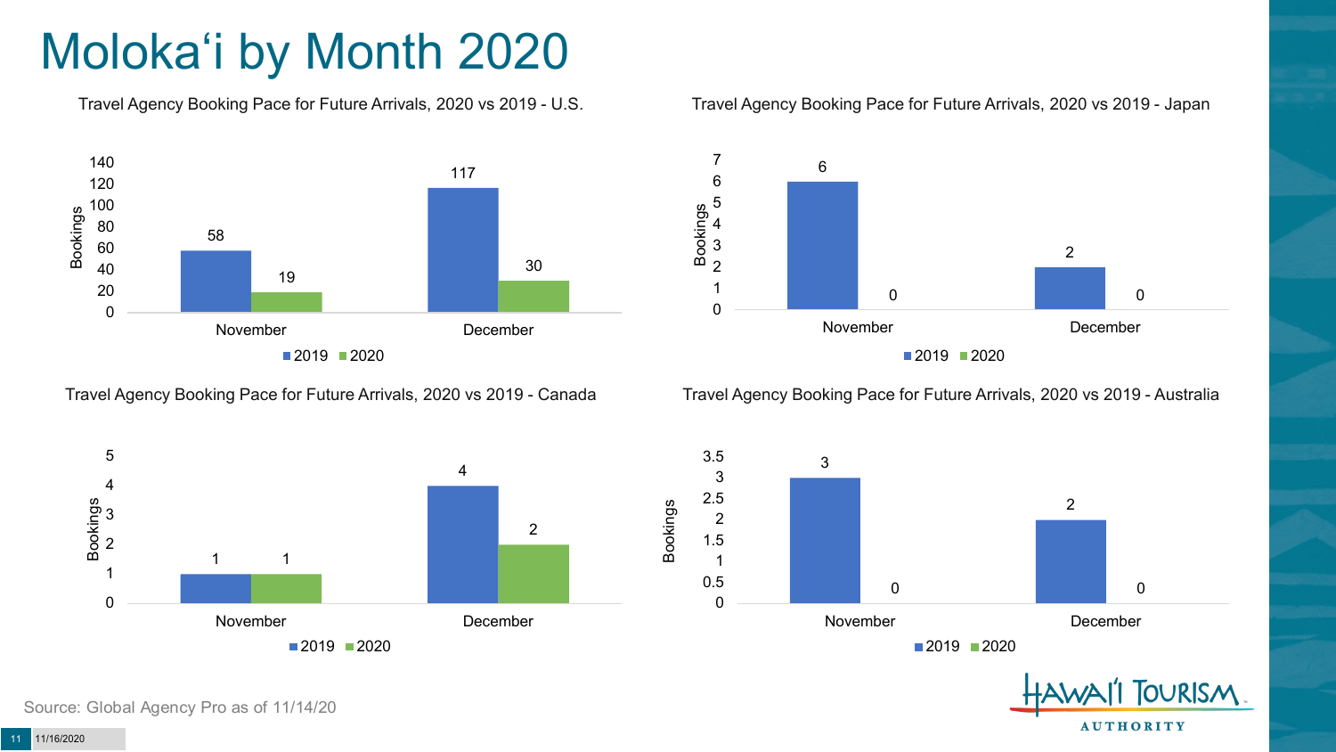# Molokaʻi by Month 2020

### Travel Agency Booking Pace for Future Arrivals, 2020 vs 2019 - U.S.

| Month | 2019 | 2020 |
| --- | --- | --- |
| November | 58 | 19 |
| December | 117 | 30 |

### Travel Agency Booking Pace for Future Arrivals, 2020 vs 2019 - Japan

| Month | 2019 | 2020 |
| --- | --- | --- |
| November | 6 | 0 |
| December | 2 | 0 |

### Travel Agency Booking Pace for Future Arrivals, 2020 vs 2019 - Canada

| Month | 2019 | 2020 |
| --- | --- | --- |
| November | 1 | 1 |
| December | 4 | 2 |

### Travel Agency Booking Pace for Future Arrivals, 2020 vs 2019 - Australia

| Month | 2019 | 2020 |
| --- | --- | --- |
| November | 3 | 0 |
| December | 2 | 0 |

Source: Global Agency Pro as of 11/14/20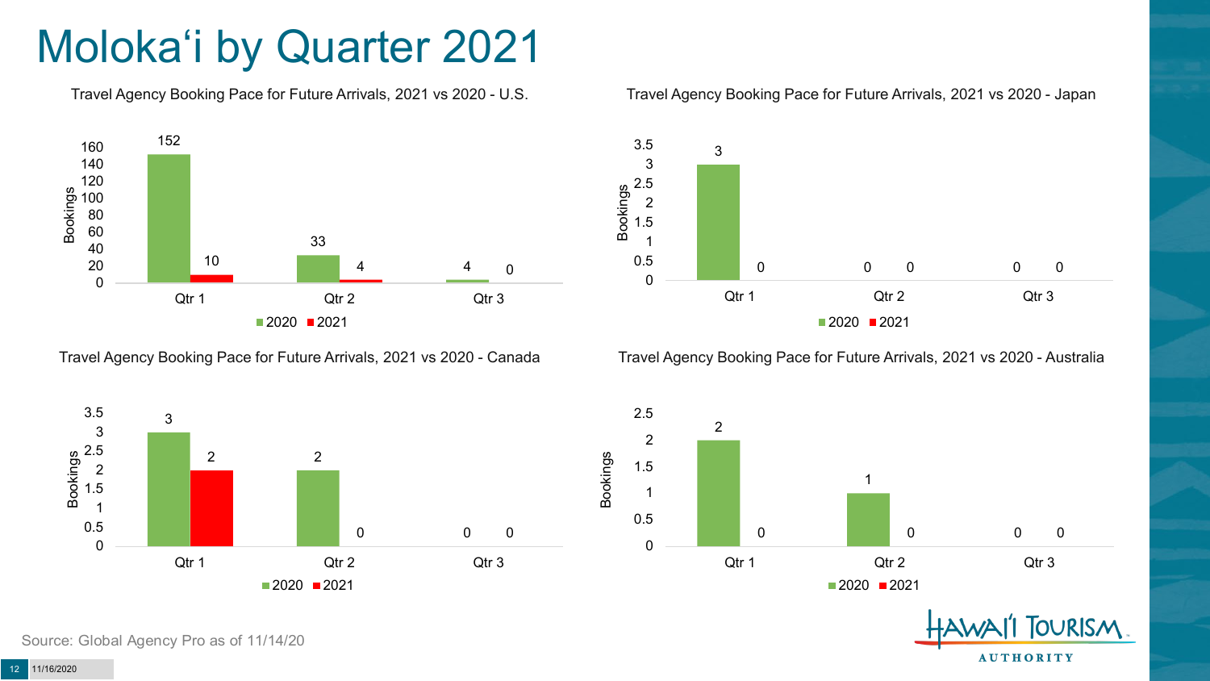# Molokaʻi by Quarter 2021

### Travel Agency Booking Pace for Future Arrivals, 2021 vs 2020 - U.S.

| Bookings | 2020 | 2021 |
| --- | --- | --- |
| Qtr 1 | 152 | 10 |
| Qtr 2 | 33 | 4 |
| Qtr 3 | 4 | 0 |

### Travel Agency Booking Pace for Future Arrivals, 2021 vs 2020 - Japan

| Bookings | 2020 | 2021 |
| --- | --- | --- |
| Qtr 1 | 3 | 0 |
| Qtr 2 | 0 | 0 |
| Qtr 3 | 0 | 0 |

### Travel Agency Booking Pace for Future Arrivals, 2021 vs 2020 - Canada

| Bookings | 2020 | 2021 |
| --- | --- | --- |
| Qtr 1 | 3 | 2 |
| Qtr 2 | 2 | 0 |
| Qtr 3 | 0 | 0 |

### Travel Agency Booking Pace for Future Arrivals, 2021 vs 2020 - Australia

| Bookings | 2020 | 2021 |
| --- | --- | --- |
| Qtr 1 | 2 | 0 |
| Qtr 2 | 1 | 0 |
| Qtr 3 | 0 | 0 |

Source: Global Agency Pro as of 11/14/20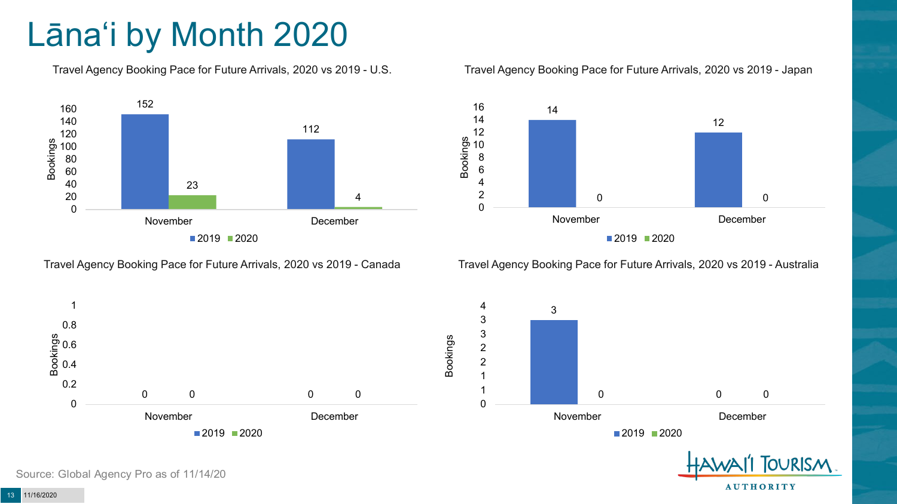# Lānaʻi by Month 2020

Travel Agency Booking Pace for Future Arrivals, 2020 vs 2019 - U.S.

| Month | 2019 | 2020 |
|---|---|---|
| November | 152 | 23 |
| December | 112 | 4 |

Travel Agency Booking Pace for Future Arrivals, 2020 vs 2019 - Japan

| Month | 2019 | 2020 |
|---|---|---|
| November | 14 | 0 |
| December | 12 | 0 |

Travel Agency Booking Pace for Future Arrivals, 2020 vs 2019 - Canada

| Month | 2019 | 2020 |
|---|---|---|
| November | 0 | 0 |
| December | 0 | 0 |

Travel Agency Booking Pace for Future Arrivals, 2020 vs 2019 - Australia

| Month | 2019 | 2020 |
|---|---|---|
| November | 3 | 0 |
| December | 0 | 0 |

Source: Global Agency Pro as of 11/14/20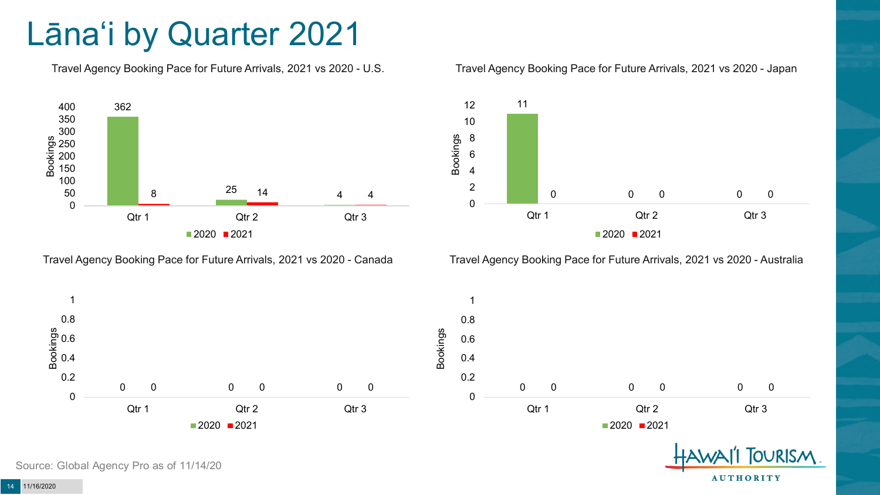# Lāna'i by Quarter 2021

**Travel Agency Booking Pace for Future Arrivals, 2021 vs 2020 - U.S.**

| Bookings | 2020 | 2021 |
|---|---|---|
| Qtr 1 | 362 | 8 |
| Qtr 2 | 25 | 14 |
| Qtr 3 | 4 | 4 |

**Travel Agency Booking Pace for Future Arrivals, 2021 vs 2020 - Japan**

| Bookings | 2020 | 2021 |
|---|---|---|
| Qtr 1 | 11 | 0 |
| Qtr 2 | 0 | 0 |
| Qtr 3 | 0 | 0 |

**Travel Agency Booking Pace for Future Arrivals, 2021 vs 2020 - Canada**

| Bookings | 2020 | 2021 |
|---|---|---|
| Qtr 1 | 0 | 0 |
| Qtr 2 | 0 | 0 |
| Qtr 3 | 0 | 0 |

**Travel Agency Booking Pace for Future Arrivals, 2021 vs 2020 - Australia**

| Bookings | 2020 | 2021 |
|---|---|---|
| Qtr 1 | 0 | 0 |
| Qtr 2 | 0 | 0 |
| Qtr 3 | 0 | 0 |

Source: Global Agency Pro as of 11/14/20

11/16/2020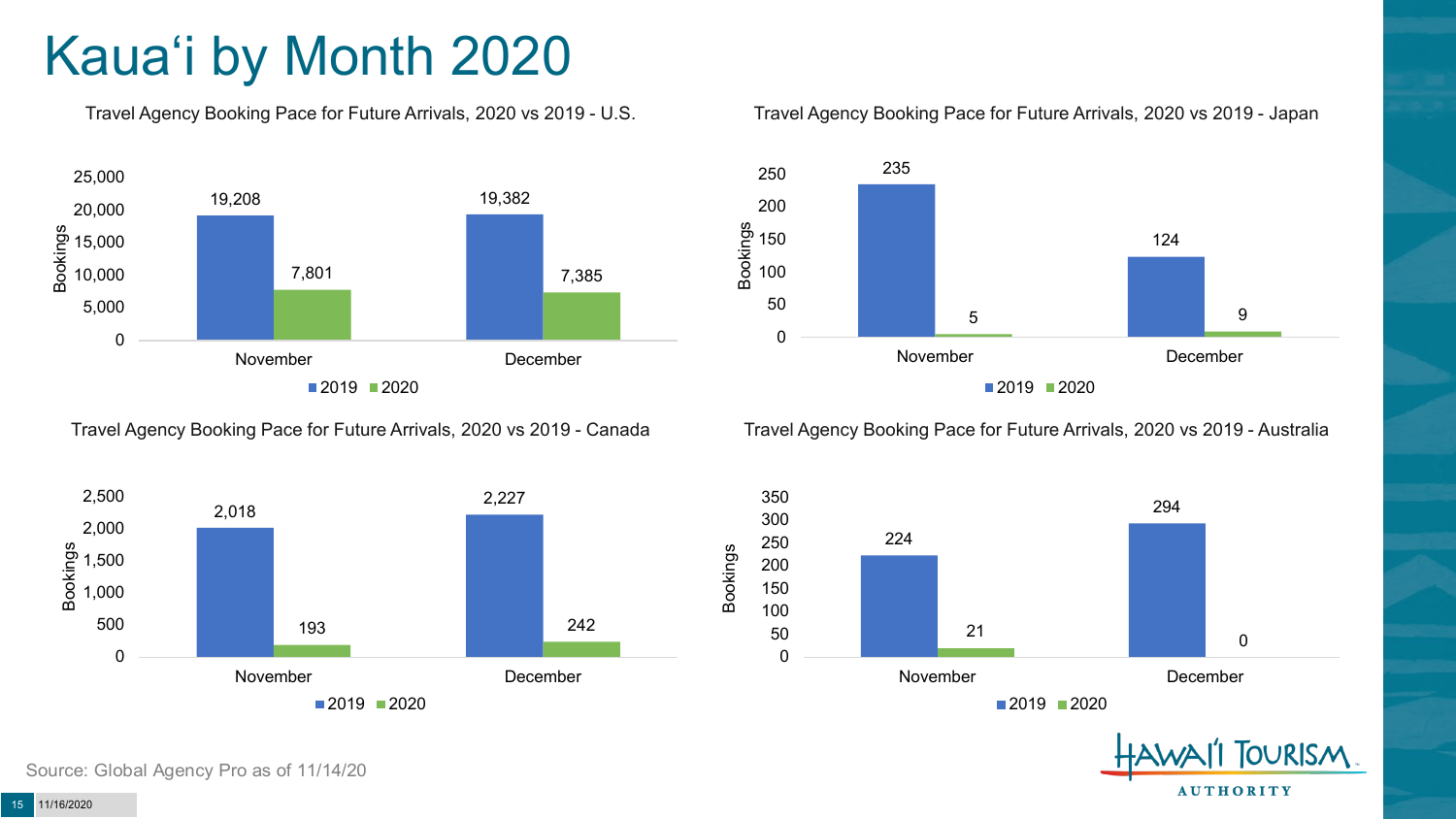# Kauaʻi by Month 2020

### Travel Agency Booking Pace for Future Arrivals, 2020 vs 2019 - U.S.

| Month | 2019 | 2020 |
| --- | --- | --- |
| November | 19,208 | 7,801 |
| December | 19,382 | 7,385 |

### Travel Agency Booking Pace for Future Arrivals, 2020 vs 2019 - Japan

| Month | 2019 | 2020 |
| --- | --- | --- |
| November | 235 | 5 |
| December | 124 | 9 |

### Travel Agency Booking Pace for Future Arrivals, 2020 vs 2019 - Canada

| Month | 2019 | 2020 |
| --- | --- | --- |
| November | 2,018 | 193 |
| December | 2,227 | 242 |

### Travel Agency Booking Pace for Future Arrivals, 2020 vs 2019 - Australia

| Month | 2019 | 2020 |
| --- | --- | --- |
| November | 224 | 21 |
| December | 294 | 0 |

Source: Global Agency Pro as of 11/14/20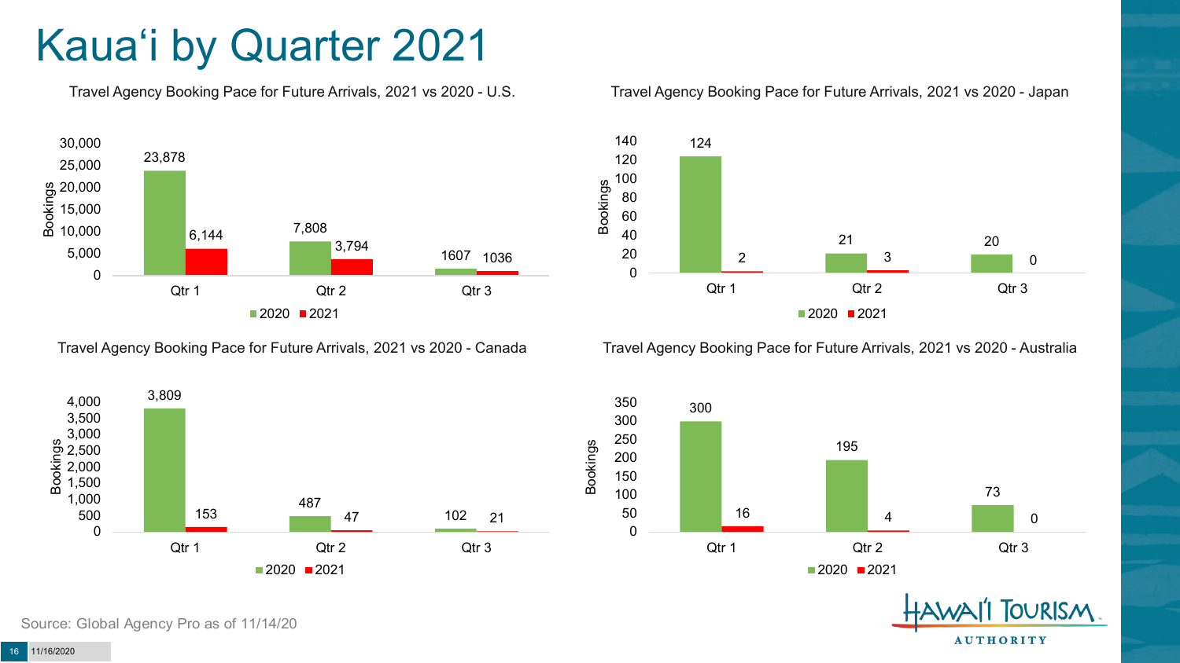# Kaua'i by Quarter 2021

### Travel Agency Booking Pace for Future Arrivals, 2021 vs 2020 - U.S.

| | 2020 | 2021 |
|---|---|---|
| Qtr 1 | 23,878 | 6,144 |
| Qtr 2 | 7,808 | 3,794 |
| Qtr 3 | 1607 | 1036 |

### Travel Agency Booking Pace for Future Arrivals, 2021 vs 2020 - Japan

| | 2020 | 2021 |
|---|---|---|
| Qtr 1 | 124 | 2 |
| Qtr 2 | 21 | 3 |
| Qtr 3 | 20 | 0 |

### Travel Agency Booking Pace for Future Arrivals, 2021 vs 2020 - Canada

| | 2020 | 2021 |
|---|---|---|
| Qtr 1 | 3,809 | 153 |
| Qtr 2 | 487 | 47 |
| Qtr 3 | 102 | 21 |

### Travel Agency Booking Pace for Future Arrivals, 2021 vs 2020 - Australia

| | 2020 | 2021 |
|---|---|---|
| Qtr 1 | 300 | 16 |
| Qtr 2 | 195 | 4 |
| Qtr 3 | 73 | 0 |

Source: Global Agency Pro as of 11/14/20

Hawai'i Tourism Authority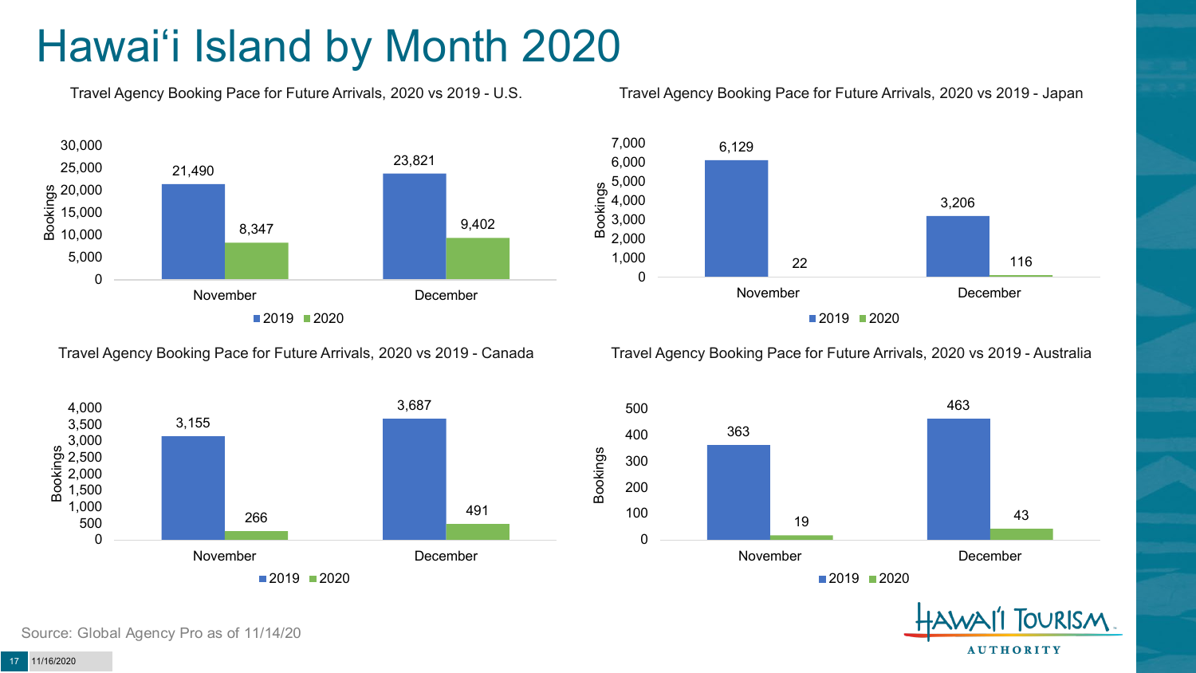# Hawai'i Island by Month 2020

**Travel Agency Booking Pace for Future Arrivals, 2020 vs 2019 - U.S.**

| Month | 2019 | 2020 |
|---|---|---|
| November | 21,490 | 8,347 |
| December | 23,821 | 9,402 |

**Travel Agency Booking Pace for Future Arrivals, 2020 vs 2019 - Japan**

| Month | 2019 | 2020 |
|---|---|---|
| November | 6,129 | 22 |
| December | 3,206 | 116 |

**Travel Agency Booking Pace for Future Arrivals, 2020 vs 2019 - Canada**

| Month | 2019 | 2020 |
|---|---|---|
| November | 3,155 | 266 |
| December | 3,687 | 491 |

**Travel Agency Booking Pace for Future Arrivals, 2020 vs 2019 - Australia**

| Month | 2019 | 2020 |
|---|---|---|
| November | 363 | 19 |
| December | 463 | 43 |

Source: Global Agency Pro as of 11/14/20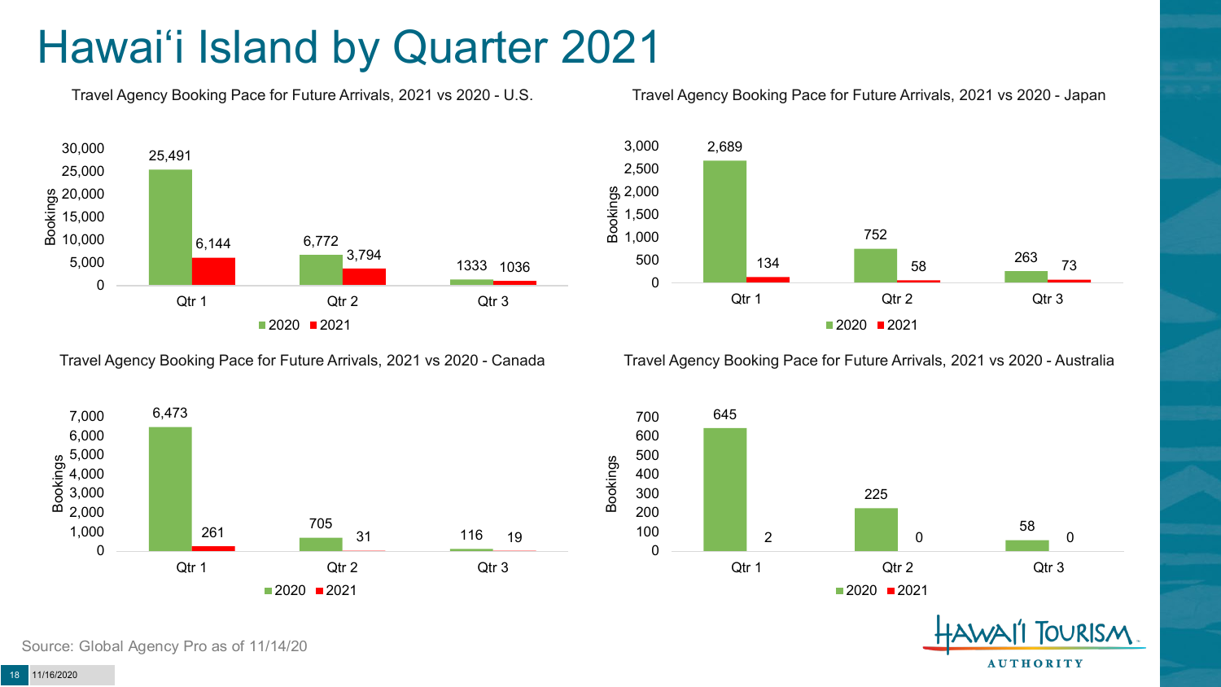# Hawai'i Island by Quarter 2021

Travel Agency Booking Pace for Future Arrivals, 2021 vs 2020 - U.S.

Bookings

30,000
25,000
20,000
15,000
10,000
5,000
0

25,491
6,144
6,772
3,794
1333
1036

Qtr 1
Qtr 2
Qtr 3

2020 2021

Travel Agency Booking Pace for Future Arrivals, 2021 vs 2020 - Japan

Bookings

3,000
2,500
2,000
1,500
1,000
500
0

2,689
134
752
58
263
73

Qtr 1
Qtr 2
Qtr 3

2020 2021

Travel Agency Booking Pace for Future Arrivals, 2021 vs 2020 - Canada

Bookings

7,000
6,000
5,000
4,000
3,000
2,000
1,000
0

6,473
261
705
31
116
19

Qtr 1
Qtr 2
Qtr 3

2020 2021

Travel Agency Booking Pace for Future Arrivals, 2021 vs 2020 - Australia

Bookings

700
600
500
400
300
200
100
0

645
2
225
0
58
0

Qtr 1
Qtr 2
Qtr 3

2020 2021

Source: Global Agency Pro as of 11/14/20

HAWAI'I TOURISM AUTHORITY